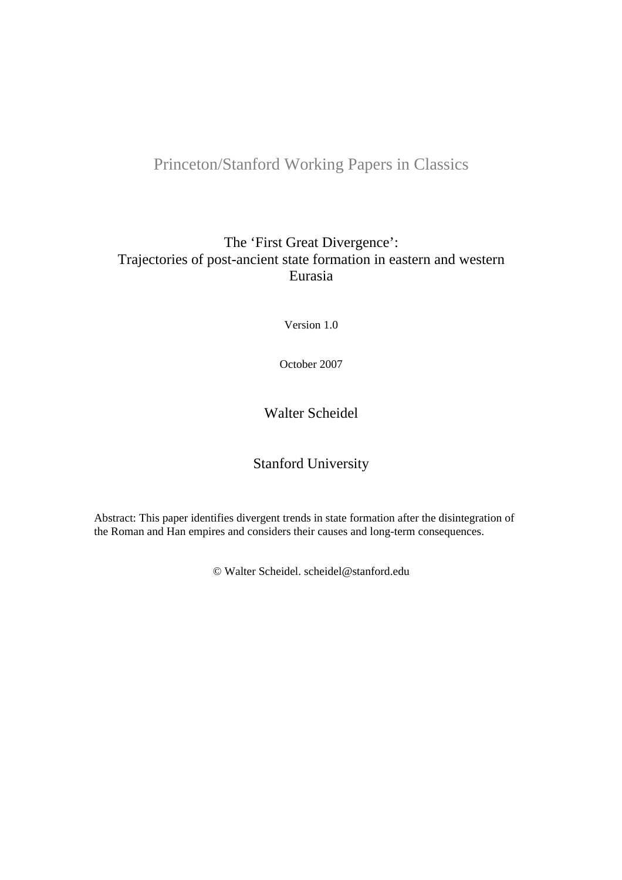Princeton/Stanford Working Papers in Classics

# The 'First Great Divergence': Trajectories of post-ancient state formation in eastern and western Eurasia

Version 1.0

October 2007

Walter Scheidel

Stanford University

Abstract: This paper identifies divergent trends in state formation after the disintegration of the Roman and Han empires and considers their causes and long-term consequences.

© Walter Scheidel. scheidel@stanford.edu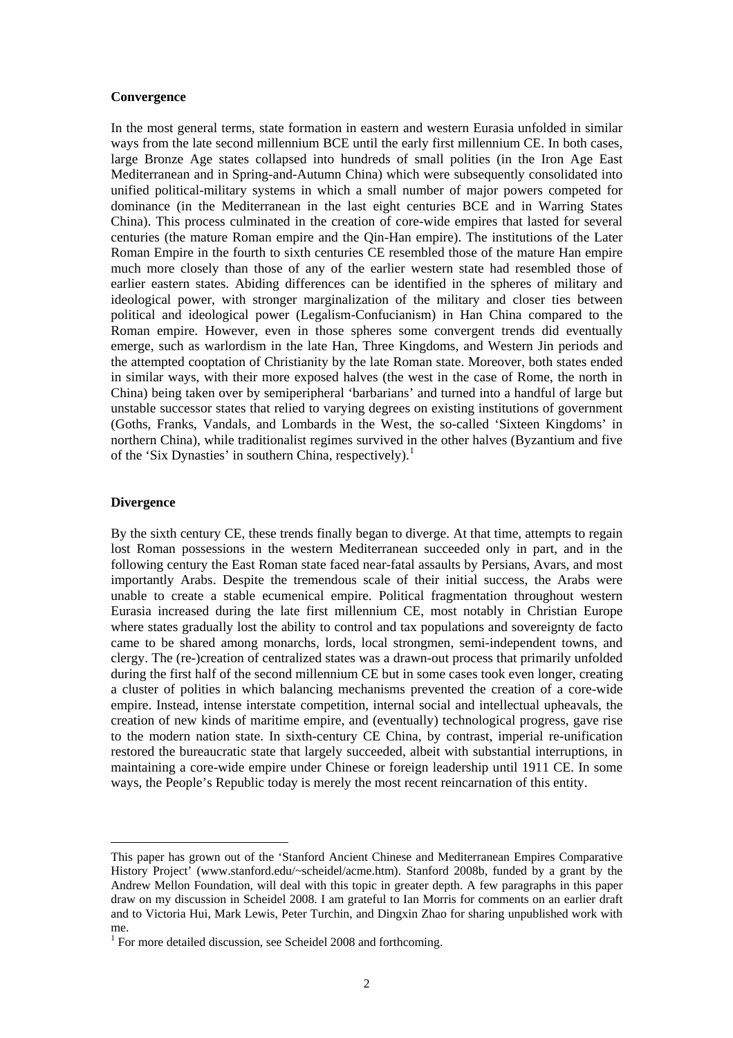**Convergence**

In the most general terms, state formation in eastern and western Eurasia unfolded in similar ways from the late second millennium BCE until the early first millennium CE. In both cases, large Bronze Age states collapsed into hundreds of small polities (in the Iron Age East Mediterranean and in Spring-and-Autumn China) which were subsequently consolidated into unified political-military systems in which a small number of major powers competed for dominance (in the Mediterranean in the last eight centuries BCE and in Warring States China). This process culminated in the creation of core-wide empires that lasted for several centuries (the mature Roman empire and the Qin-Han empire). The institutions of the Later Roman Empire in the fourth to sixth centuries CE resembled those of the mature Han empire much more closely than those of any of the earlier western state had resembled those of earlier eastern states. Abiding differences can be identified in the spheres of military and ideological power, with stronger marginalization of the military and closer ties between political and ideological power (Legalism-Confucianism) in Han China compared to the Roman empire. However, even in those spheres some convergent trends did eventually emerge, such as warlordism in the late Han, Three Kingdoms, and Western Jin periods and the attempted cooptation of Christianity by the late Roman state. Moreover, both states ended in similar ways, with their more exposed halves (the west in the case of Rome, the north in China) being taken over by semiperipheral 'barbarians' and turned into a handful of large but unstable successor states that relied to varying degrees on existing institutions of government (Goths, Franks, Vandals, and Lombards in the West, the so-called 'Sixteen Kingdoms' in northern China), while traditionalist regimes survived in the other halves (Byzantium and five of the 'Six Dynasties' in southern China, respectively).[1]

**Divergence**

By the sixth century CE, these trends finally began to diverge. At that time, attempts to regain lost Roman possessions in the western Mediterranean succeeded only in part, and in the following century the East Roman state faced near-fatal assaults by Persians, Avars, and most importantly Arabs. Despite the tremendous scale of their initial success, the Arabs were unable to create a stable ecumenical empire. Political fragmentation throughout western Eurasia increased during the late first millennium CE, most notably in Christian Europe where states gradually lost the ability to control and tax populations and sovereignty de facto came to be shared among monarchs, lords, local strongmen, semi-independent towns, and clergy. The (re-)creation of centralized states was a drawn-out process that primarily unfolded during the first half of the second millennium CE but in some cases took even longer, creating a cluster of polities in which balancing mechanisms prevented the creation of a core-wide empire. Instead, intense interstate competition, internal social and intellectual upheavals, the creation of new kinds of maritime empire, and (eventually) technological progress, gave rise to the modern nation state. In sixth-century CE China, by contrast, imperial re-unification restored the bureaucratic state that largely succeeded, albeit with substantial interruptions, in maintaining a core-wide empire under Chinese or foreign leadership until 1911 CE. In some ways, the People's Republic today is merely the most recent reincarnation of this entity.

---

This paper has grown out of the 'Stanford Ancient Chinese and Mediterranean Empires Comparative History Project' (www.stanford.edu/~scheidel/acme.htm). Stanford 2008b, funded by a grant by the Andrew Mellon Foundation, will deal with this topic in greater depth. A few paragraphs in this paper draw on my discussion in Scheidel 2008. I am grateful to Ian Morris for comments on an earlier draft and to Victoria Hui, Mark Lewis, Peter Turchin, and Dingxin Zhao for sharing unpublished work with me.

[1] For more detailed discussion, see Scheidel 2008 and forthcoming.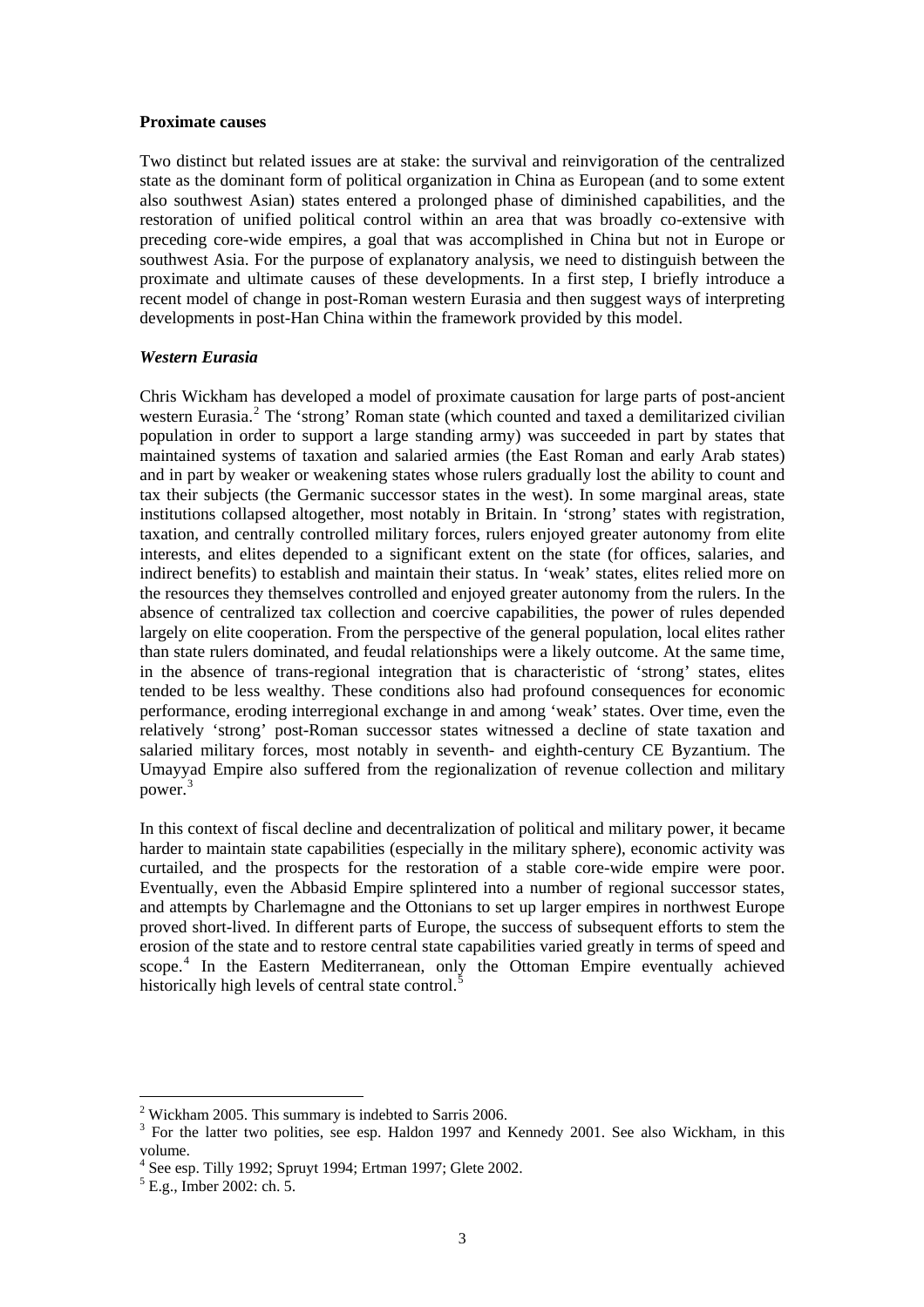**Proximate causes**

Two distinct but related issues are at stake: the survival and reinvigoration of the centralized state as the dominant form of political organization in China as European (and to some extent also southwest Asian) states entered a prolonged phase of diminished capabilities, and the restoration of unified political control within an area that was broadly co-extensive with preceding core-wide empires, a goal that was accomplished in China but not in Europe or southwest Asia. For the purpose of explanatory analysis, we need to distinguish between the proximate and ultimate causes of these developments. In a first step, I briefly introduce a recent model of change in post-Roman western Eurasia and then suggest ways of interpreting developments in post-Han China within the framework provided by this model.

***Western Eurasia***

Chris Wickham has developed a model of proximate causation for large parts of post-ancient western Eurasia.[2] The 'strong' Roman state (which counted and taxed a demilitarized civilian population in order to support a large standing army) was succeeded in part by states that maintained systems of taxation and salaried armies (the East Roman and early Arab states) and in part by weaker or weakening states whose rulers gradually lost the ability to count and tax their subjects (the Germanic successor states in the west). In some marginal areas, state institutions collapsed altogether, most notably in Britain. In 'strong' states with registration, taxation, and centrally controlled military forces, rulers enjoyed greater autonomy from elite interests, and elites depended to a significant extent on the state (for offices, salaries, and indirect benefits) to establish and maintain their status. In 'weak' states, elites relied more on the resources they themselves controlled and enjoyed greater autonomy from the rulers. In the absence of centralized tax collection and coercive capabilities, the power of rules depended largely on elite cooperation. From the perspective of the general population, local elites rather than state rulers dominated, and feudal relationships were a likely outcome. At the same time, in the absence of trans-regional integration that is characteristic of 'strong' states, elites tended to be less wealthy. These conditions also had profound consequences for economic performance, eroding interregional exchange in and among 'weak' states. Over time, even the relatively 'strong' post-Roman successor states witnessed a decline of state taxation and salaried military forces, most notably in seventh- and eighth-century CE Byzantium. The Umayyad Empire also suffered from the regionalization of revenue collection and military power.[3]

In this context of fiscal decline and decentralization of political and military power, it became harder to maintain state capabilities (especially in the military sphere), economic activity was curtailed, and the prospects for the restoration of a stable core-wide empire were poor. Eventually, even the Abbasid Empire splintered into a number of regional successor states, and attempts by Charlemagne and the Ottonians to set up larger empires in northwest Europe proved short-lived. In different parts of Europe, the success of subsequent efforts to stem the erosion of the state and to restore central state capabilities varied greatly in terms of speed and scope.[4] In the Eastern Mediterranean, only the Ottoman Empire eventually achieved historically high levels of central state control.[5]

---

[2] Wickham 2005. This summary is indebted to Sarris 2006.

[3] For the latter two polities, see esp. Haldon 1997 and Kennedy 2001. See also Wickham, in this volume.

[4] See esp. Tilly 1992; Spruyt 1994; Ertman 1997; Glete 2002.

[5] E.g., Imber 2002: ch. 5.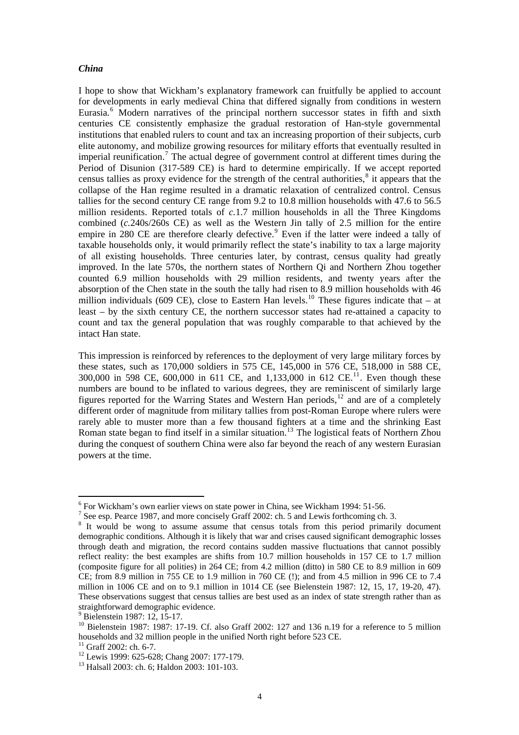### *China*

I hope to show that Wickham's explanatory framework can fruitfully be applied to account for developments in early medieval China that differed signally from conditions in western Eurasia.[6] Modern narratives of the principal northern successor states in fifth and sixth centuries CE consistently emphasize the gradual restoration of Han-style governmental institutions that enabled rulers to count and tax an increasing proportion of their subjects, curb elite autonomy, and mobilize growing resources for military efforts that eventually resulted in imperial reunification.[7] The actual degree of government control at different times during the Period of Disunion (317-589 CE) is hard to determine empirically. If we accept reported census tallies as proxy evidence for the strength of the central authorities,[8] it appears that the collapse of the Han regime resulted in a dramatic relaxation of centralized control. Census tallies for the second century CE range from 9.2 to 10.8 million households with 47.6 to 56.5 million residents. Reported totals of *c.*1.7 million households in all the Three Kingdoms combined (*c.*240s/260s CE) as well as the Western Jin tally of 2.5 million for the entire empire in 280 CE are therefore clearly defective.[9] Even if the latter were indeed a tally of taxable households only, it would primarily reflect the state's inability to tax a large majority of all existing households. Three centuries later, by contrast, census quality had greatly improved. In the late 570s, the northern states of Northern Qi and Northern Zhou together counted 6.9 million households with 29 million residents, and twenty years after the absorption of the Chen state in the south the tally had risen to 8.9 million households with 46 million individuals (609 CE), close to Eastern Han levels.[10] These figures indicate that – at least – by the sixth century CE, the northern successor states had re-attained a capacity to count and tax the general population that was roughly comparable to that achieved by the intact Han state.

This impression is reinforced by references to the deployment of very large military forces by these states, such as 170,000 soldiers in 575 CE, 145,000 in 576 CE, 518,000 in 588 CE, 300,000 in 598 CE, 600,000 in 611 CE, and 1,133,000 in 612 CE.[11]. Even though these numbers are bound to be inflated to various degrees, they are reminiscent of similarly large figures reported for the Warring States and Western Han periods,[12] and are of a completely different order of magnitude from military tallies from post-Roman Europe where rulers were rarely able to muster more than a few thousand fighters at a time and the shrinking East Roman state began to find itself in a similar situation.[13] The logistical feats of Northern Zhou during the conquest of southern China were also far beyond the reach of any western Eurasian powers at the time.

---

[6] For Wickham's own earlier views on state power in China, see Wickham 1994: 51-56.

[7] See esp. Pearce 1987, and more concisely Graff 2002: ch. 5 and Lewis forthcoming ch. 3.

[8] It would be wong to assume assume that census totals from this period primarily document demographic conditions. Although it is likely that war and crises caused significant demographic losses through death and migration, the record contains sudden massive fluctuations that cannot possibly reflect reality: the best examples are shifts from 10.7 million households in 157 CE to 1.7 million (composite figure for all polities) in 264 CE; from 4.2 million (ditto) in 580 CE to 8.9 million in 609 CE; from 8.9 million in 755 CE to 1.9 million in 760 CE (!); and from 4.5 million in 996 CE to 7.4 million in 1006 CE and on to 9.1 million in 1014 CE (see Bielenstein 1987: 12, 15, 17, 19-20, 47). These observations suggest that census tallies are best used as an index of state strength rather than as straightforward demographic evidence.

[9] Bielenstein 1987: 12, 15-17.

[10] Bielenstein 1987: 1987: 17-19. Cf. also Graff 2002: 127 and 136 n.19 for a reference to 5 million households and 32 million people in the unified North right before 523 CE.

[11] Graff 2002: ch. 6-7.

[12] Lewis 1999: 625-628; Chang 2007: 177-179.

[13] Halsall 2003: ch. 6; Haldon 2003: 101-103.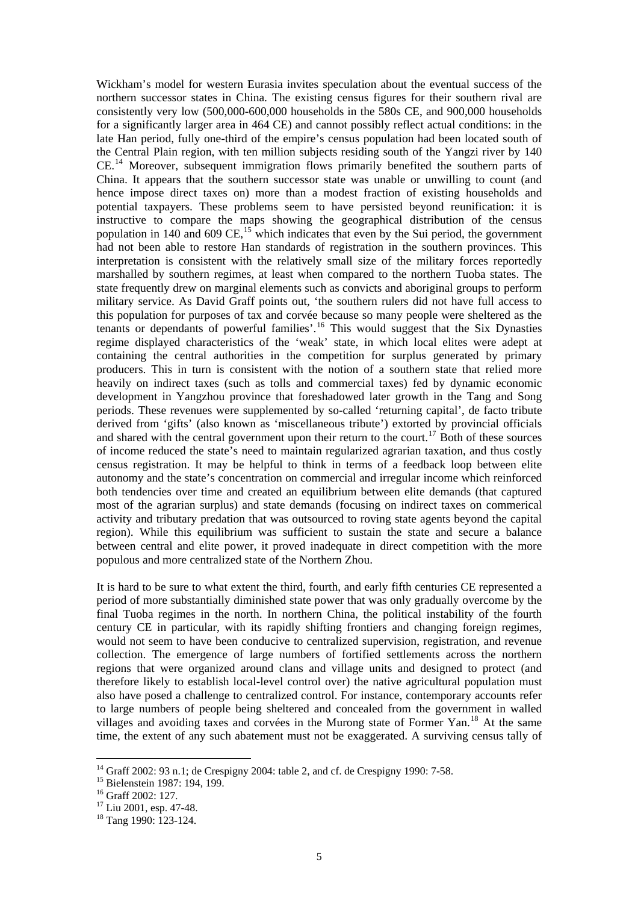Wickham's model for western Eurasia invites speculation about the eventual success of the northern successor states in China. The existing census figures for their southern rival are consistently very low (500,000-600,000 households in the 580s CE, and 900,000 households for a significantly larger area in 464 CE) and cannot possibly reflect actual conditions: in the late Han period, fully one-third of the empire's census population had been located south of the Central Plain region, with ten million subjects residing south of the Yangzi river by 140 CE.[14] Moreover, subsequent immigration flows primarily benefited the southern parts of China. It appears that the southern successor state was unable or unwilling to count (and hence impose direct taxes on) more than a modest fraction of existing households and potential taxpayers. These problems seem to have persisted beyond reunification: it is instructive to compare the maps showing the geographical distribution of the census population in 140 and 609 CE,[15] which indicates that even by the Sui period, the government had not been able to restore Han standards of registration in the southern provinces. This interpretation is consistent with the relatively small size of the military forces reportedly marshalled by southern regimes, at least when compared to the northern Tuoba states. The state frequently drew on marginal elements such as convicts and aboriginal groups to perform military service. As David Graff points out, 'the southern rulers did not have full access to this population for purposes of tax and corvée because so many people were sheltered as the tenants or dependants of powerful families'.[16] This would suggest that the Six Dynasties regime displayed characteristics of the 'weak' state, in which local elites were adept at containing the central authorities in the competition for surplus generated by primary producers. This in turn is consistent with the notion of a southern state that relied more heavily on indirect taxes (such as tolls and commercial taxes) fed by dynamic economic development in Yangzhou province that foreshadowed later growth in the Tang and Song periods. These revenues were supplemented by so-called 'returning capital', de facto tribute derived from 'gifts' (also known as 'miscellaneous tribute') extorted by provincial officials and shared with the central government upon their return to the court.[17] Both of these sources of income reduced the state's need to maintain regularized agrarian taxation, and thus costly census registration. It may be helpful to think in terms of a feedback loop between elite autonomy and the state's concentration on commercial and irregular income which reinforced both tendencies over time and created an equilibrium between elite demands (that captured most of the agrarian surplus) and state demands (focusing on indirect taxes on commerical activity and tributary predation that was outsourced to roving state agents beyond the capital region). While this equilibrium was sufficient to sustain the state and secure a balance between central and elite power, it proved inadequate in direct competition with the more populous and more centralized state of the Northern Zhou.

It is hard to be sure to what extent the third, fourth, and early fifth centuries CE represented a period of more substantially diminished state power that was only gradually overcome by the final Tuoba regimes in the north. In northern China, the political instability of the fourth century CE in particular, with its rapidly shifting frontiers and changing foreign regimes, would not seem to have been conducive to centralized supervision, registration, and revenue collection. The emergence of large numbers of fortified settlements across the northern regions that were organized around clans and village units and designed to protect (and therefore likely to establish local-level control over) the native agricultural population must also have posed a challenge to centralized control. For instance, contemporary accounts refer to large numbers of people being sheltered and concealed from the government in walled villages and avoiding taxes and corvées in the Murong state of Former Yan.[18] At the same time, the extent of any such abatement must not be exaggerated. A surviving census tally of

---

[14] Graff 2002: 93 n.1; de Crespigny 2004: table 2, and cf. de Crespigny 1990: 7-58.

[15] Bielenstein 1987: 194, 199.

[16] Graff 2002: 127.

[17] Liu 2001, esp. 47-48.

[18] Tang 1990: 123-124.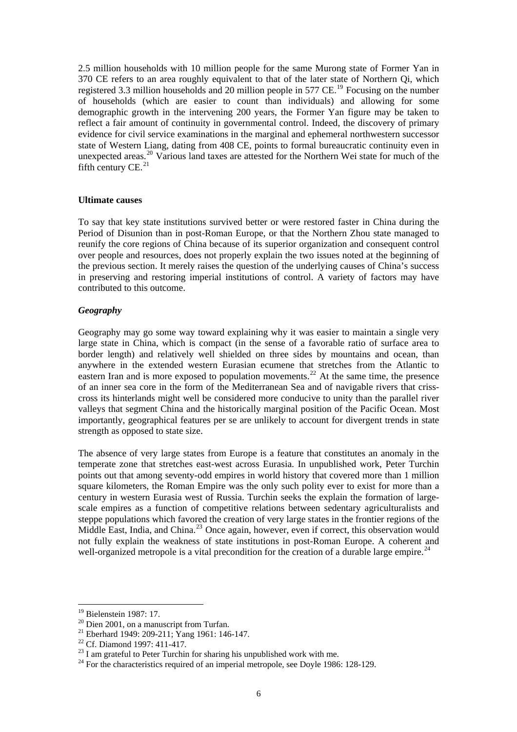2.5 million households with 10 million people for the same Murong state of Former Yan in 370 CE refers to an area roughly equivalent to that of the later state of Northern Qi, which registered 3.3 million households and 20 million people in 577 CE.[19] Focusing on the number of households (which are easier to count than individuals) and allowing for some demographic growth in the intervening 200 years, the Former Yan figure may be taken to reflect a fair amount of continuity in governmental control. Indeed, the discovery of primary evidence for civil service examinations in the marginal and ephemeral northwestern successor state of Western Liang, dating from 408 CE, points to formal bureaucratic continuity even in unexpected areas.[20] Various land taxes are attested for the Northern Wei state for much of the fifth century CE.[21]

**Ultimate causes**

To say that key state institutions survived better or were restored faster in China during the Period of Disunion than in post-Roman Europe, or that the Northern Zhou state managed to reunify the core regions of China because of its superior organization and consequent control over people and resources, does not properly explain the two issues noted at the beginning of the previous section. It merely raises the question of the underlying causes of China's success in preserving and restoring imperial institutions of control. A variety of factors may have contributed to this outcome.

***Geography***

Geography may go some way toward explaining why it was easier to maintain a single very large state in China, which is compact (in the sense of a favorable ratio of surface area to border length) and relatively well shielded on three sides by mountains and ocean, than anywhere in the extended western Eurasian ecumene that stretches from the Atlantic to eastern Iran and is more exposed to population movements.[22] At the same time, the presence of an inner sea core in the form of the Mediterranean Sea and of navigable rivers that criss-cross its hinterlands might well be considered more conducive to unity than the parallel river valleys that segment China and the historically marginal position of the Pacific Ocean. Most importantly, geographical features per se are unlikely to account for divergent trends in state strength as opposed to state size.

The absence of very large states from Europe is a feature that constitutes an anomaly in the temperate zone that stretches east-west across Eurasia. In unpublished work, Peter Turchin points out that among seventy-odd empires in world history that covered more than 1 million square kilometers, the Roman Empire was the only such polity ever to exist for more than a century in western Eurasia west of Russia. Turchin seeks the explain the formation of large-scale empires as a function of competitive relations between sedentary agriculturalists and steppe populations which favored the creation of very large states in the frontier regions of the Middle East, India, and China.[23] Once again, however, even if correct, this observation would not fully explain the weakness of state institutions in post-Roman Europe. A coherent and well-organized metropole is a vital precondition for the creation of a durable large empire.[24]

---

[19] Bielenstein 1987: 17.

[20] Dien 2001, on a manuscript from Turfan.

[21] Eberhard 1949: 209-211; Yang 1961: 146-147.

[22] Cf. Diamond 1997: 411-417.

[23] I am grateful to Peter Turchin for sharing his unpublished work with me.

[24] For the characteristics required of an imperial metropole, see Doyle 1986: 128-129.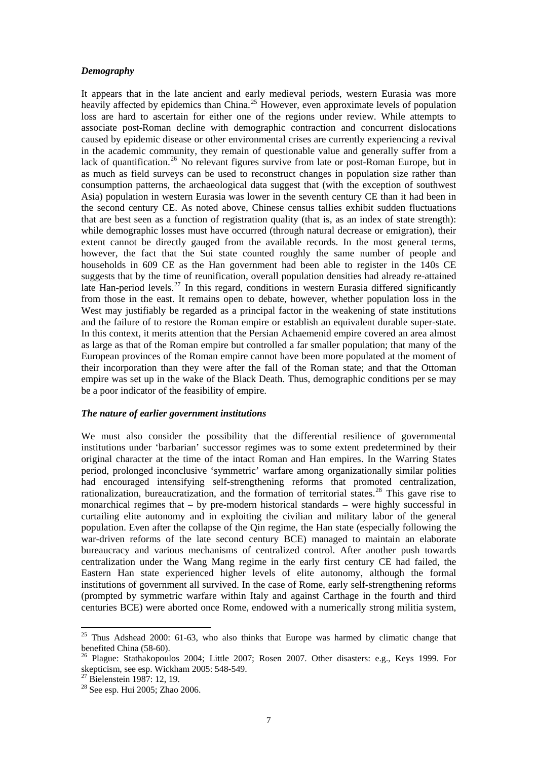### *Demography*

It appears that in the late ancient and early medieval periods, western Eurasia was more heavily affected by epidemics than China.[25] However, even approximate levels of population loss are hard to ascertain for either one of the regions under review. While attempts to associate post-Roman decline with demographic contraction and concurrent dislocations caused by epidemic disease or other environmental crises are currently experiencing a revival in the academic community, they remain of questionable value and generally suffer from a lack of quantification.[26] No relevant figures survive from late or post-Roman Europe, but in as much as field surveys can be used to reconstruct changes in population size rather than consumption patterns, the archaeological data suggest that (with the exception of southwest Asia) population in western Eurasia was lower in the seventh century CE than it had been in the second century CE. As noted above, Chinese census tallies exhibit sudden fluctuations that are best seen as a function of registration quality (that is, as an index of state strength): while demographic losses must have occurred (through natural decrease or emigration), their extent cannot be directly gauged from the available records. In the most general terms, however, the fact that the Sui state counted roughly the same number of people and households in 609 CE as the Han government had been able to register in the 140s CE suggests that by the time of reunification, overall population densities had already re-attained late Han-period levels.[27] In this regard, conditions in western Eurasia differed significantly from those in the east. It remains open to debate, however, whether population loss in the West may justifiably be regarded as a principal factor in the weakening of state institutions and the failure of to restore the Roman empire or establish an equivalent durable super-state. In this context, it merits attention that the Persian Achaemenid empire covered an area almost as large as that of the Roman empire but controlled a far smaller population; that many of the European provinces of the Roman empire cannot have been more populated at the moment of their incorporation than they were after the fall of the Roman state; and that the Ottoman empire was set up in the wake of the Black Death. Thus, demographic conditions per se may be a poor indicator of the feasibility of empire.

### *The nature of earlier government institutions*

We must also consider the possibility that the differential resilience of governmental institutions under 'barbarian' successor regimes was to some extent predetermined by their original character at the time of the intact Roman and Han empires. In the Warring States period, prolonged inconclusive 'symmetric' warfare among organizationally similar polities had encouraged intensifying self-strengthening reforms that promoted centralization, rationalization, bureaucratization, and the formation of territorial states.[28] This gave rise to monarchical regimes that – by pre-modern historical standards – were highly successful in curtailing elite autonomy and in exploiting the civilian and military labor of the general population. Even after the collapse of the Qin regime, the Han state (especially following the war-driven reforms of the late second century BCE) managed to maintain an elaborate bureaucracy and various mechanisms of centralized control. After another push towards centralization under the Wang Mang regime in the early first century CE had failed, the Eastern Han state experienced higher levels of elite autonomy, although the formal institutions of government all survived. In the case of Rome, early self-strengthening reforms (prompted by symmetric warfare within Italy and against Carthage in the fourth and third centuries BCE) were aborted once Rome, endowed with a numerically strong militia system,

---

[25] Thus Adshead 2000: 61-63, who also thinks that Europe was harmed by climatic change that benefited China (58-60).

[26] Plague: Stathakopoulos 2004; Little 2007; Rosen 2007. Other disasters: e.g., Keys 1999. For skepticism, see esp. Wickham 2005: 548-549.

[27] Bielenstein 1987: 12, 19.

[28] See esp. Hui 2005; Zhao 2006.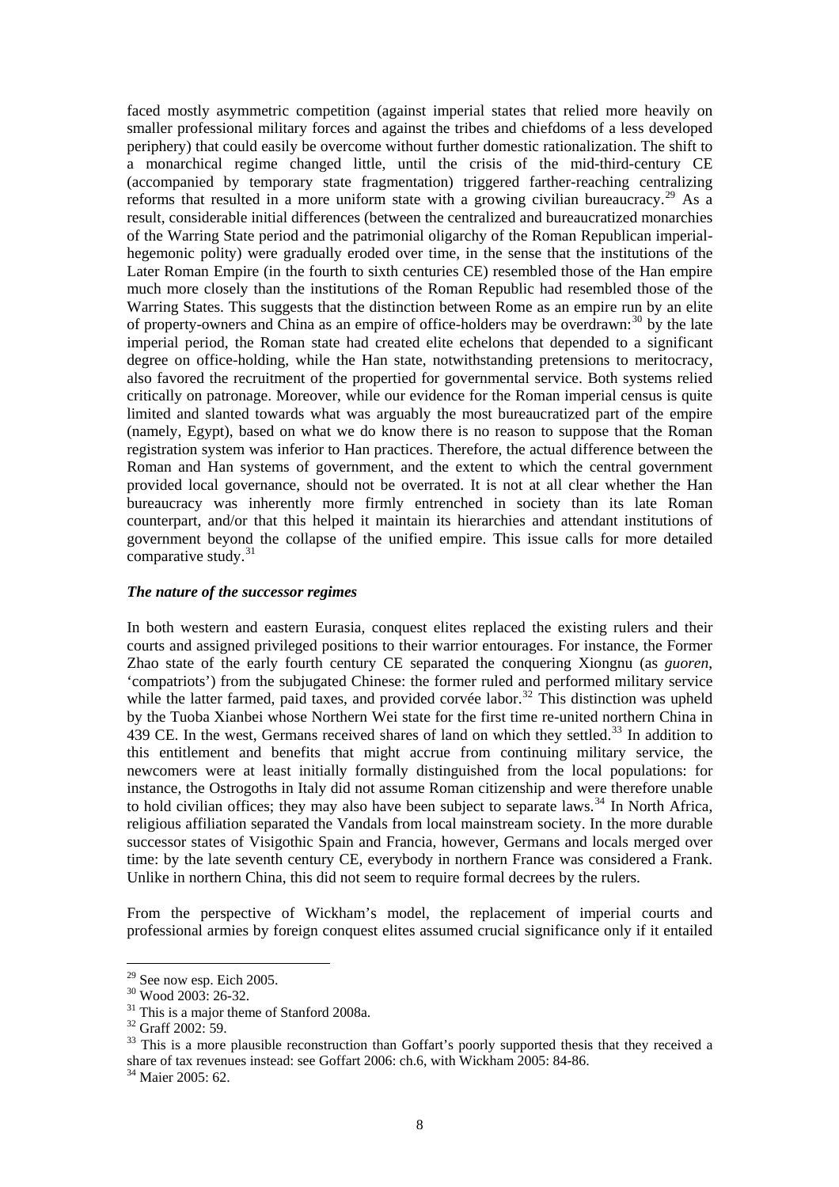faced mostly asymmetric competition (against imperial states that relied more heavily on smaller professional military forces and against the tribes and chiefdoms of a less developed periphery) that could easily be overcome without further domestic rationalization. The shift to a monarchical regime changed little, until the crisis of the mid-third-century CE (accompanied by temporary state fragmentation) triggered farther-reaching centralizing reforms that resulted in a more uniform state with a growing civilian bureaucracy.[29] As a result, considerable initial differences (between the centralized and bureaucratized monarchies of the Warring State period and the patrimonial oligarchy of the Roman Republican imperial-hegemonic polity) were gradually eroded over time, in the sense that the institutions of the Later Roman Empire (in the fourth to sixth centuries CE) resembled those of the Han empire much more closely than the institutions of the Roman Republic had resembled those of the Warring States. This suggests that the distinction between Rome as an empire run by an elite of property-owners and China as an empire of office-holders may be overdrawn:[30] by the late imperial period, the Roman state had created elite echelons that depended to a significant degree on office-holding, while the Han state, notwithstanding pretensions to meritocracy, also favored the recruitment of the propertied for governmental service. Both systems relied critically on patronage. Moreover, while our evidence for the Roman imperial census is quite limited and slanted towards what was arguably the most bureaucratized part of the empire (namely, Egypt), based on what we do know there is no reason to suppose that the Roman registration system was inferior to Han practices. Therefore, the actual difference between the Roman and Han systems of government, and the extent to which the central government provided local governance, should not be overrated. It is not at all clear whether the Han bureaucracy was inherently more firmly entrenched in society than its late Roman counterpart, and/or that this helped it maintain its hierarchies and attendant institutions of government beyond the collapse of the unified empire. This issue calls for more detailed comparative study.[31]

### *The nature of the successor regimes*

In both western and eastern Eurasia, conquest elites replaced the existing rulers and their courts and assigned privileged positions to their warrior entourages. For instance, the Former Zhao state of the early fourth century CE separated the conquering Xiongnu (as *guoren*, 'compatriots') from the subjugated Chinese: the former ruled and performed military service while the latter farmed, paid taxes, and provided corvée labor.[32] This distinction was upheld by the Tuoba Xianbei whose Northern Wei state for the first time re-united northern China in 439 CE. In the west, Germans received shares of land on which they settled.[33] In addition to this entitlement and benefits that might accrue from continuing military service, the newcomers were at least initially formally distinguished from the local populations: for instance, the Ostrogoths in Italy did not assume Roman citizenship and were therefore unable to hold civilian offices; they may also have been subject to separate laws.[34] In North Africa, religious affiliation separated the Vandals from local mainstream society. In the more durable successor states of Visigothic Spain and Francia, however, Germans and locals merged over time: by the late seventh century CE, everybody in northern France was considered a Frank. Unlike in northern China, this did not seem to require formal decrees by the rulers.

From the perspective of Wickham's model, the replacement of imperial courts and professional armies by foreign conquest elites assumed crucial significance only if it entailed

---

[29] See now esp. Eich 2005.

[30] Wood 2003: 26-32.

[31] This is a major theme of Stanford 2008a.

[32] Graff 2002: 59.

[33] This is a more plausible reconstruction than Goffart's poorly supported thesis that they received a share of tax revenues instead: see Goffart 2006: ch.6, with Wickham 2005: 84-86.

[34] Maier 2005: 62.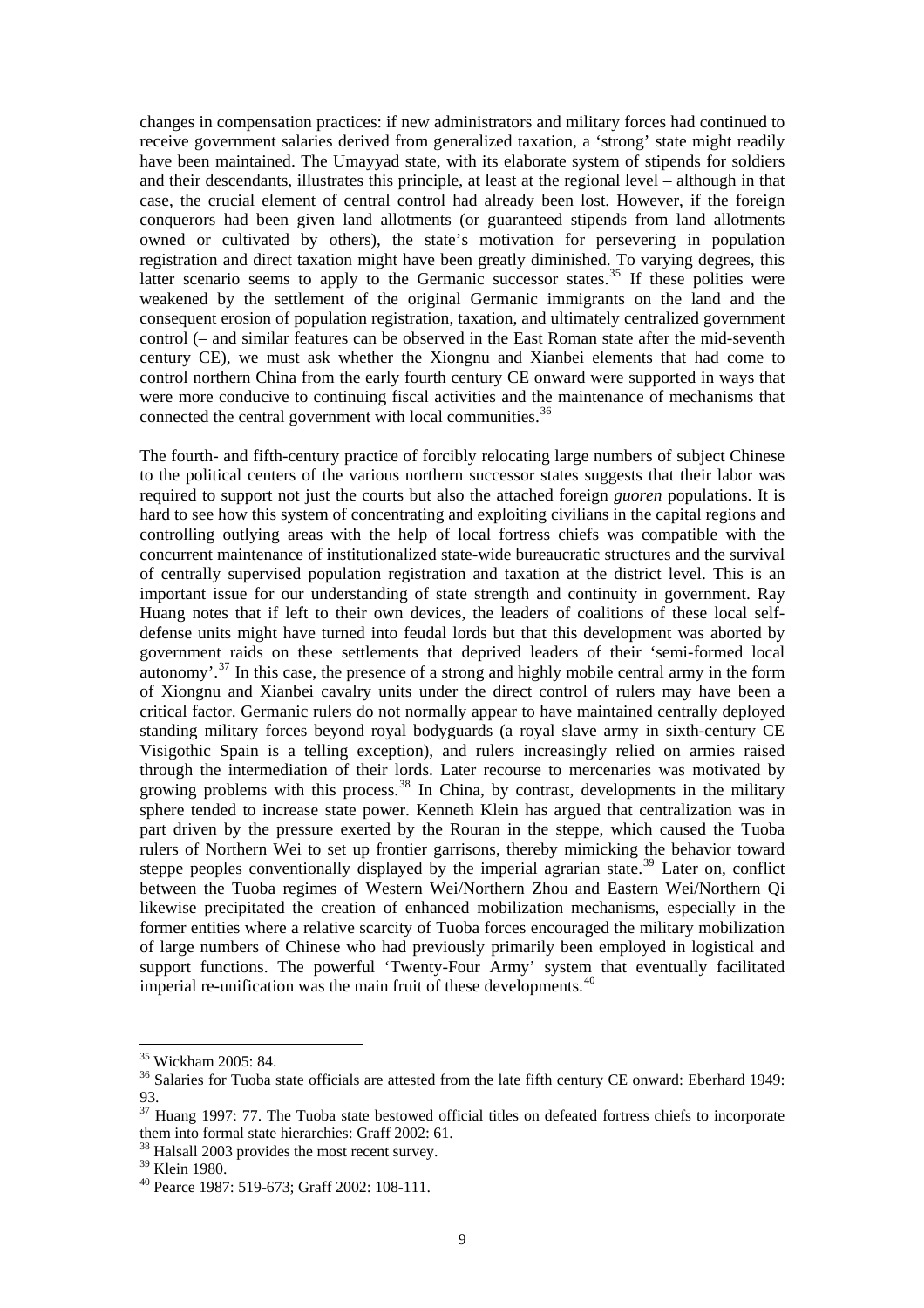changes in compensation practices: if new administrators and military forces had continued to receive government salaries derived from generalized taxation, a 'strong' state might readily have been maintained. The Umayyad state, with its elaborate system of stipends for soldiers and their descendants, illustrates this principle, at least at the regional level – although in that case, the crucial element of central control had already been lost. However, if the foreign conquerors had been given land allotments (or guaranteed stipends from land allotments owned or cultivated by others), the state's motivation for persevering in population registration and direct taxation might have been greatly diminished. To varying degrees, this latter scenario seems to apply to the Germanic successor states.[35] If these polities were weakened by the settlement of the original Germanic immigrants on the land and the consequent erosion of population registration, taxation, and ultimately centralized government control (– and similar features can be observed in the East Roman state after the mid-seventh century CE), we must ask whether the Xiongnu and Xianbei elements that had come to control northern China from the early fourth century CE onward were supported in ways that were more conducive to continuing fiscal activities and the maintenance of mechanisms that connected the central government with local communities.[36]

The fourth- and fifth-century practice of forcibly relocating large numbers of subject Chinese to the political centers of the various northern successor states suggests that their labor was required to support not just the courts but also the attached foreign *guoren* populations. It is hard to see how this system of concentrating and exploiting civilians in the capital regions and controlling outlying areas with the help of local fortress chiefs was compatible with the concurrent maintenance of institutionalized state-wide bureaucratic structures and the survival of centrally supervised population registration and taxation at the district level. This is an important issue for our understanding of state strength and continuity in government. Ray Huang notes that if left to their own devices, the leaders of coalitions of these local self-defense units might have turned into feudal lords but that this development was aborted by government raids on these settlements that deprived leaders of their 'semi-formed local autonomy'.[37] In this case, the presence of a strong and highly mobile central army in the form of Xiongnu and Xianbei cavalry units under the direct control of rulers may have been a critical factor. Germanic rulers do not normally appear to have maintained centrally deployed standing military forces beyond royal bodyguards (a royal slave army in sixth-century CE Visigothic Spain is a telling exception), and rulers increasingly relied on armies raised through the intermediation of their lords. Later recourse to mercenaries was motivated by growing problems with this process.[38] In China, by contrast, developments in the military sphere tended to increase state power. Kenneth Klein has argued that centralization was in part driven by the pressure exerted by the Rouran in the steppe, which caused the Tuoba rulers of Northern Wei to set up frontier garrisons, thereby mimicking the behavior toward steppe peoples conventionally displayed by the imperial agrarian state.[39] Later on, conflict between the Tuoba regimes of Western Wei/Northern Zhou and Eastern Wei/Northern Qi likewise precipitated the creation of enhanced mobilization mechanisms, especially in the former entities where a relative scarcity of Tuoba forces encouraged the military mobilization of large numbers of Chinese who had previously primarily been employed in logistical and support functions. The powerful 'Twenty-Four Army' system that eventually facilitated imperial re-unification was the main fruit of these developments.[40]

---

[35] Wickham 2005: 84.

[36] Salaries for Tuoba state officials are attested from the late fifth century CE onward: Eberhard 1949: 93.

[37] Huang 1997: 77. The Tuoba state bestowed official titles on defeated fortress chiefs to incorporate them into formal state hierarchies: Graff 2002: 61.

[38] Halsall 2003 provides the most recent survey.

[39] Klein 1980.

[40] Pearce 1987: 519-673; Graff 2002: 108-111.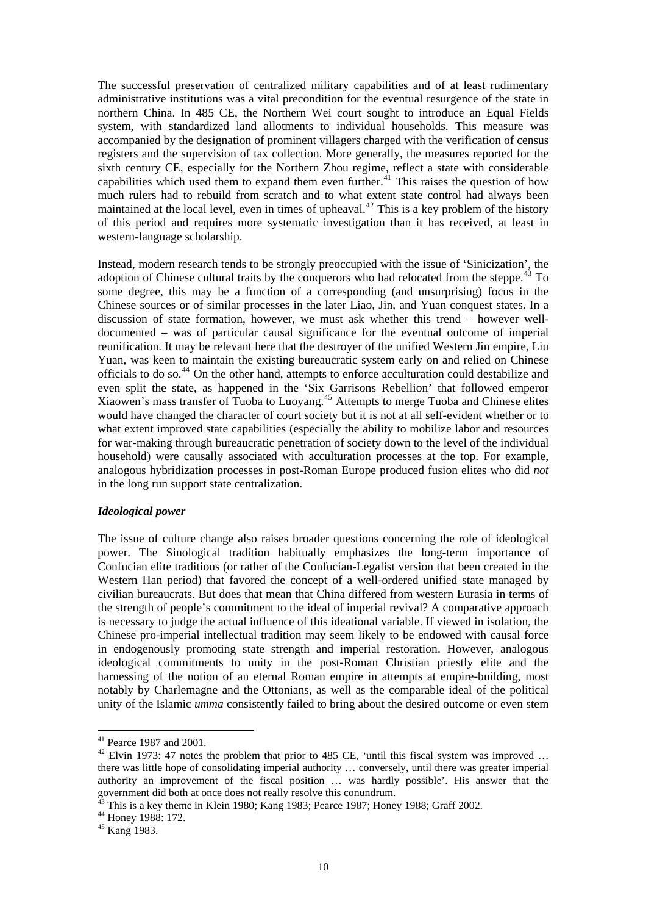The successful preservation of centralized military capabilities and of at least rudimentary administrative institutions was a vital precondition for the eventual resurgence of the state in northern China. In 485 CE, the Northern Wei court sought to introduce an Equal Fields system, with standardized land allotments to individual households. This measure was accompanied by the designation of prominent villagers charged with the verification of census registers and the supervision of tax collection. More generally, the measures reported for the sixth century CE, especially for the Northern Zhou regime, reflect a state with considerable capabilities which used them to expand them even further.[41] This raises the question of how much rulers had to rebuild from scratch and to what extent state control had always been maintained at the local level, even in times of upheaval.[42] This is a key problem of the history of this period and requires more systematic investigation than it has received, at least in western-language scholarship.

Instead, modern research tends to be strongly preoccupied with the issue of 'Sinicization', the adoption of Chinese cultural traits by the conquerors who had relocated from the steppe.[43] To some degree, this may be a function of a corresponding (and unsurprising) focus in the Chinese sources or of similar processes in the later Liao, Jin, and Yuan conquest states. In a discussion of state formation, however, we must ask whether this trend – however well-documented – was of particular causal significance for the eventual outcome of imperial reunification. It may be relevant here that the destroyer of the unified Western Jin empire, Liu Yuan, was keen to maintain the existing bureaucratic system early on and relied on Chinese officials to do so.[44] On the other hand, attempts to enforce acculturation could destabilize and even split the state, as happened in the 'Six Garrisons Rebellion' that followed emperor Xiaowen's mass transfer of Tuoba to Luoyang.[45] Attempts to merge Tuoba and Chinese elites would have changed the character of court society but it is not at all self-evident whether or to what extent improved state capabilities (especially the ability to mobilize labor and resources for war-making through bureaucratic penetration of society down to the level of the individual household) were causally associated with acculturation processes at the top. For example, analogous hybridization processes in post-Roman Europe produced fusion elites who did *not* in the long run support state centralization.

### *Ideological power*

The issue of culture change also raises broader questions concerning the role of ideological power. The Sinological tradition habitually emphasizes the long-term importance of Confucian elite traditions (or rather of the Confucian-Legalist version that been created in the Western Han period) that favored the concept of a well-ordered unified state managed by civilian bureaucrats. But does that mean that China differed from western Eurasia in terms of the strength of people's commitment to the ideal of imperial revival? A comparative approach is necessary to judge the actual influence of this ideational variable. If viewed in isolation, the Chinese pro-imperial intellectual tradition may seem likely to be endowed with causal force in endogenously promoting state strength and imperial restoration. However, analogous ideological commitments to unity in the post-Roman Christian priestly elite and the harnessing of the notion of an eternal Roman empire in attempts at empire-building, most notably by Charlemagne and the Ottonians, as well as the comparable ideal of the political unity of the Islamic *umma* consistently failed to bring about the desired outcome or even stem

---

[41] Pearce 1987 and 2001.

[42] Elvin 1973: 47 notes the problem that prior to 485 CE, 'until this fiscal system was improved … there was little hope of consolidating imperial authority … conversely, until there was greater imperial authority an improvement of the fiscal position … was hardly possible'. His answer that the government did both at once does not really resolve this conundrum.

[43] This is a key theme in Klein 1980; Kang 1983; Pearce 1987; Honey 1988; Graff 2002.

[44] Honey 1988: 172.

[45] Kang 1983.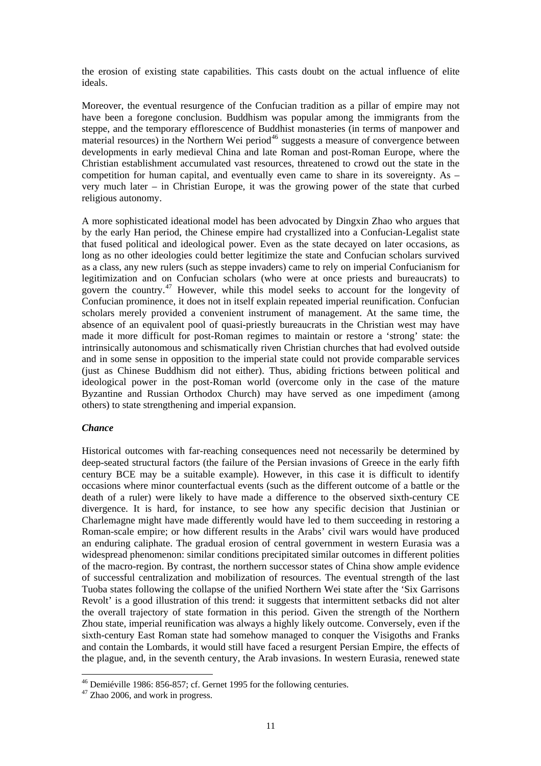the erosion of existing state capabilities. This casts doubt on the actual influence of elite ideals.

Moreover, the eventual resurgence of the Confucian tradition as a pillar of empire may not have been a foregone conclusion. Buddhism was popular among the immigrants from the steppe, and the temporary efflorescence of Buddhist monasteries (in terms of manpower and material resources) in the Northern Wei period[46] suggests a measure of convergence between developments in early medieval China and late Roman and post-Roman Europe, where the Christian establishment accumulated vast resources, threatened to crowd out the state in the competition for human capital, and eventually even came to share in its sovereignty. As – very much later – in Christian Europe, it was the growing power of the state that curbed religious autonomy.

A more sophisticated ideational model has been advocated by Dingxin Zhao who argues that by the early Han period, the Chinese empire had crystallized into a Confucian-Legalist state that fused political and ideological power. Even as the state decayed on later occasions, as long as no other ideologies could better legitimize the state and Confucian scholars survived as a class, any new rulers (such as steppe invaders) came to rely on imperial Confucianism for legitimization and on Confucian scholars (who were at once priests and bureaucrats) to govern the country.[47] However, while this model seeks to account for the longevity of Confucian prominence, it does not in itself explain repeated imperial reunification. Confucian scholars merely provided a convenient instrument of management. At the same time, the absence of an equivalent pool of quasi-priestly bureaucrats in the Christian west may have made it more difficult for post-Roman regimes to maintain or restore a 'strong' state: the intrinsically autonomous and schismatically riven Christian churches that had evolved outside and in some sense in opposition to the imperial state could not provide comparable services (just as Chinese Buddhism did not either). Thus, abiding frictions between political and ideological power in the post-Roman world (overcome only in the case of the mature Byzantine and Russian Orthodox Church) may have served as one impediment (among others) to state strengthening and imperial expansion.

### *Chance*

Historical outcomes with far-reaching consequences need not necessarily be determined by deep-seated structural factors (the failure of the Persian invasions of Greece in the early fifth century BCE may be a suitable example). However, in this case it is difficult to identify occasions where minor counterfactual events (such as the different outcome of a battle or the death of a ruler) were likely to have made a difference to the observed sixth-century CE divergence. It is hard, for instance, to see how any specific decision that Justinian or Charlemagne might have made differently would have led to them succeeding in restoring a Roman-scale empire; or how different results in the Arabs' civil wars would have produced an enduring caliphate. The gradual erosion of central government in western Eurasia was a widespread phenomenon: similar conditions precipitated similar outcomes in different polities of the macro-region. By contrast, the northern successor states of China show ample evidence of successful centralization and mobilization of resources. The eventual strength of the last Tuoba states following the collapse of the unified Northern Wei state after the 'Six Garrisons Revolt' is a good illustration of this trend: it suggests that intermittent setbacks did not alter the overall trajectory of state formation in this period. Given the strength of the Northern Zhou state, imperial reunification was always a highly likely outcome. Conversely, even if the sixth-century East Roman state had somehow managed to conquer the Visigoths and Franks and contain the Lombards, it would still have faced a resurgent Persian Empire, the effects of the plague, and, in the seventh century, the Arab invasions. In western Eurasia, renewed state

---

[46] Demiéville 1986: 856-857; cf. Gernet 1995 for the following centuries.

[47] Zhao 2006, and work in progress.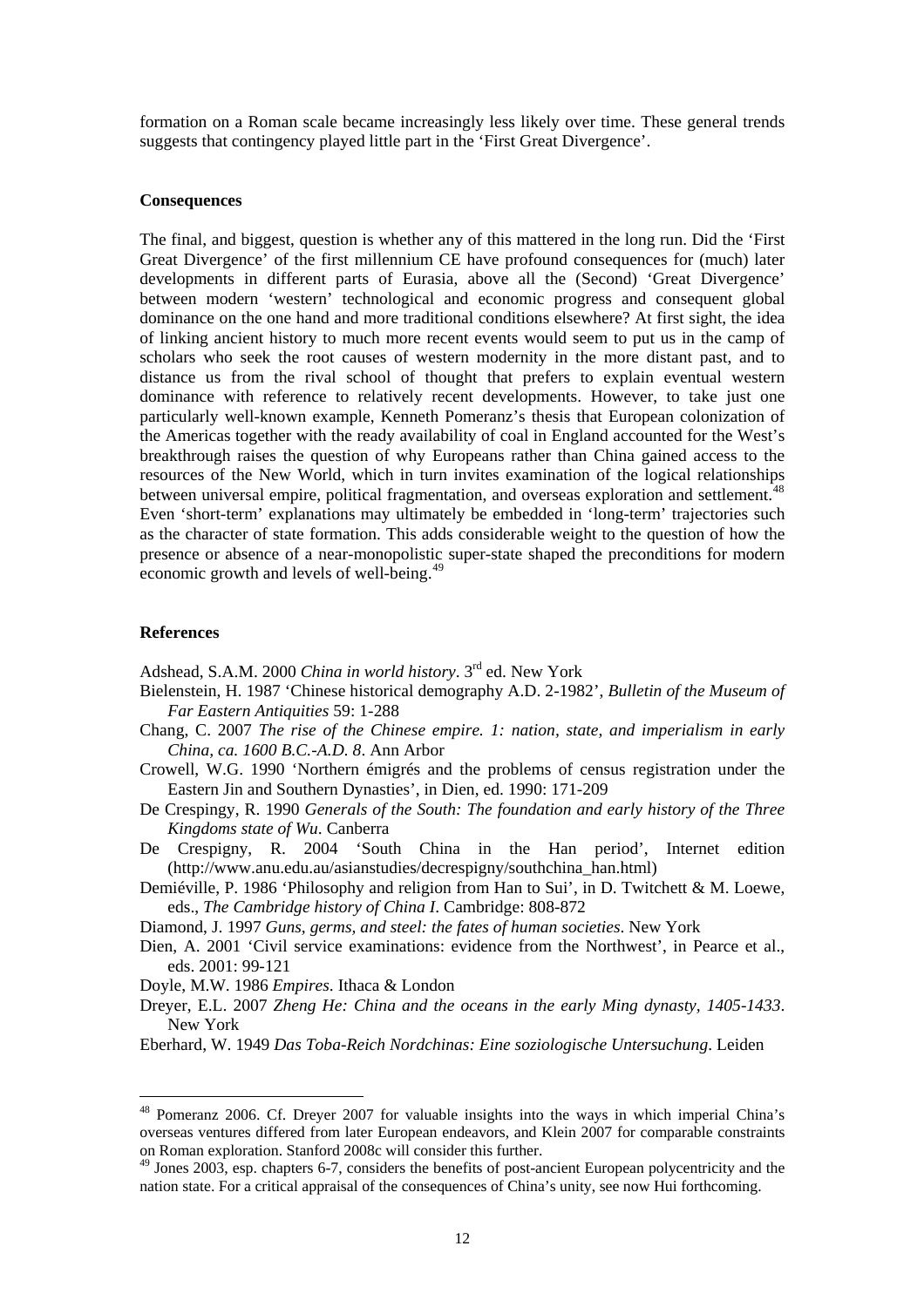formation on a Roman scale became increasingly less likely over time. These general trends suggests that contingency played little part in the 'First Great Divergence'.

**Consequences**

The final, and biggest, question is whether any of this mattered in the long run. Did the 'First Great Divergence' of the first millennium CE have profound consequences for (much) later developments in different parts of Eurasia, above all the (Second) 'Great Divergence' between modern 'western' technological and economic progress and consequent global dominance on the one hand and more traditional conditions elsewhere? At first sight, the idea of linking ancient history to much more recent events would seem to put us in the camp of scholars who seek the root causes of western modernity in the more distant past, and to distance us from the rival school of thought that prefers to explain eventual western dominance with reference to relatively recent developments. However, to take just one particularly well-known example, Kenneth Pomeranz's thesis that European colonization of the Americas together with the ready availability of coal in England accounted for the West's breakthrough raises the question of why Europeans rather than China gained access to the resources of the New World, which in turn invites examination of the logical relationships between universal empire, political fragmentation, and overseas exploration and settlement.[48] Even 'short-term' explanations may ultimately be embedded in 'long-term' trajectories such as the character of state formation. This adds considerable weight to the question of how the presence or absence of a near-monopolistic super-state shaped the preconditions for modern economic growth and levels of well-being.[49]

**References**

Adshead, S.A.M. 2000 *China in world history*. 3rd ed. New York

Bielenstein, H. 1987 'Chinese historical demography A.D. 2-1982', *Bulletin of the Museum of Far Eastern Antiquities* 59: 1-288

Chang, C. 2007 *The rise of the Chinese empire. 1: nation, state, and imperialism in early China, ca. 1600 B.C.-A.D. 8*. Ann Arbor

Crowell, W.G. 1990 'Northern émigrés and the problems of census registration under the Eastern Jin and Southern Dynasties', in Dien, ed. 1990: 171-209

De Crespingy, R. 1990 *Generals of the South: The foundation and early history of the Three Kingdoms state of Wu*. Canberra

De Crespigny, R. 2004 'South China in the Han period', Internet edition (http://www.anu.edu.au/asianstudies/decrespigny/southchina_han.html)

Demiéville, P. 1986 'Philosophy and religion from Han to Sui', in D. Twitchett & M. Loewe, eds., *The Cambridge history of China I*. Cambridge: 808-872

Diamond, J. 1997 *Guns, germs, and steel: the fates of human societies*. New York

Dien, A. 2001 'Civil service examinations: evidence from the Northwest', in Pearce et al., eds. 2001: 99-121

Doyle, M.W. 1986 *Empires*. Ithaca & London

Dreyer, E.L. 2007 *Zheng He: China and the oceans in the early Ming dynasty, 1405-1433*. New York

Eberhard, W. 1949 *Das Toba-Reich Nordchinas: Eine soziologische Untersuchung*. Leiden

---

[48] Pomeranz 2006. Cf. Dreyer 2007 for valuable insights into the ways in which imperial China's overseas ventures differed from later European endeavors, and Klein 2007 for comparable constraints on Roman exploration. Stanford 2008c will consider this further.

[49] Jones 2003, esp. chapters 6-7, considers the benefits of post-ancient European polycentricity and the nation state. For a critical appraisal of the consequences of China's unity, see now Hui forthcoming.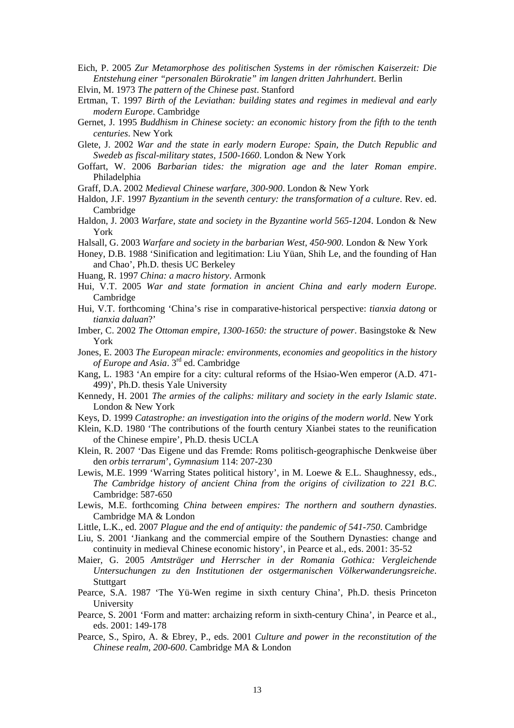Eich, P. 2005 *Zur Metamorphose des politischen Systems in der römischen Kaiserzeit: Die Entstehung einer "personalen Bürokratie" im langen dritten Jahrhundert*. Berlin

Elvin, M. 1973 *The pattern of the Chinese past*. Stanford

Ertman, T. 1997 *Birth of the Leviathan: building states and regimes in medieval and early modern Europe*. Cambridge

Gernet, J. 1995 *Buddhism in Chinese society: an economic history from the fifth to the tenth centuries*. New York

Glete, J. 2002 *War and the state in early modern Europe: Spain, the Dutch Republic and Swedeb as fiscal-military states, 1500-1660*. London & New York

Goffart, W. 2006 *Barbarian tides: the migration age and the later Roman empire*. Philadelphia

Graff, D.A. 2002 *Medieval Chinese warfare, 300-900*. London & New York

Haldon, J.F. 1997 *Byzantium in the seventh century: the transformation of a culture*. Rev. ed. Cambridge

Haldon, J. 2003 *Warfare, state and society in the Byzantine world 565-1204*. London & New York

Halsall, G. 2003 *Warfare and society in the barbarian West, 450-900*. London & New York

Honey, D.B. 1988 'Sinification and legitimation: Liu Yüan, Shih Le, and the founding of Han and Chao', Ph.D. thesis UC Berkeley

Huang, R. 1997 *China: a macro history*. Armonk

Hui, V.T. 2005 *War and state formation in ancient China and early modern Europe*. Cambridge

Hui, V.T. forthcoming 'China's rise in comparative-historical perspective: *tianxia datong* or *tianxia daluan*?'

Imber, C. 2002 *The Ottoman empire, 1300-1650: the structure of power*. Basingstoke & New York

Jones, E. 2003 *The European miracle: environments, economies and geopolitics in the history of Europe and Asia*. 3rd ed. Cambridge

Kang, L. 1983 'An empire for a city: cultural reforms of the Hsiao-Wen emperor (A.D. 471-499)', Ph.D. thesis Yale University

Kennedy, H. 2001 *The armies of the caliphs: military and society in the early Islamic state*. London & New York

Keys, D. 1999 *Catastrophe: an investigation into the origins of the modern world*. New York

Klein, K.D. 1980 'The contributions of the fourth century Xianbei states to the reunification of the Chinese empire', Ph.D. thesis UCLA

Klein, R. 2007 'Das Eigene und das Fremde: Roms politisch-geographische Denkweise über den *orbis terrarum*', *Gymnasium* 114: 207-230

Lewis, M.E. 1999 'Warring States political history', in M. Loewe & E.L. Shaughnessy, eds., *The Cambridge history of ancient China from the origins of civilization to 221 B.C*. Cambridge: 587-650

Lewis, M.E. forthcoming *China between empires: The northern and southern dynasties*. Cambridge MA & London

Little, L.K., ed. 2007 *Plague and the end of antiquity: the pandemic of 541-750*. Cambridge

Liu, S. 2001 'Jiankang and the commercial empire of the Southern Dynasties: change and continuity in medieval Chinese economic history', in Pearce et al., eds. 2001: 35-52

Maier, G. 2005 *Amtsträger und Herrscher in der Romania Gothica: Vergleichende Untersuchungen zu den Institutionen der ostgermanischen Völkerwanderungsreiche*. Stuttgart

Pearce, S.A. 1987 'The Yü-Wen regime in sixth century China', Ph.D. thesis Princeton University

Pearce, S. 2001 'Form and matter: archaizing reform in sixth-century China', in Pearce et al., eds. 2001: 149-178

Pearce, S., Spiro, A. & Ebrey, P., eds. 2001 *Culture and power in the reconstitution of the Chinese realm, 200-600*. Cambridge MA & London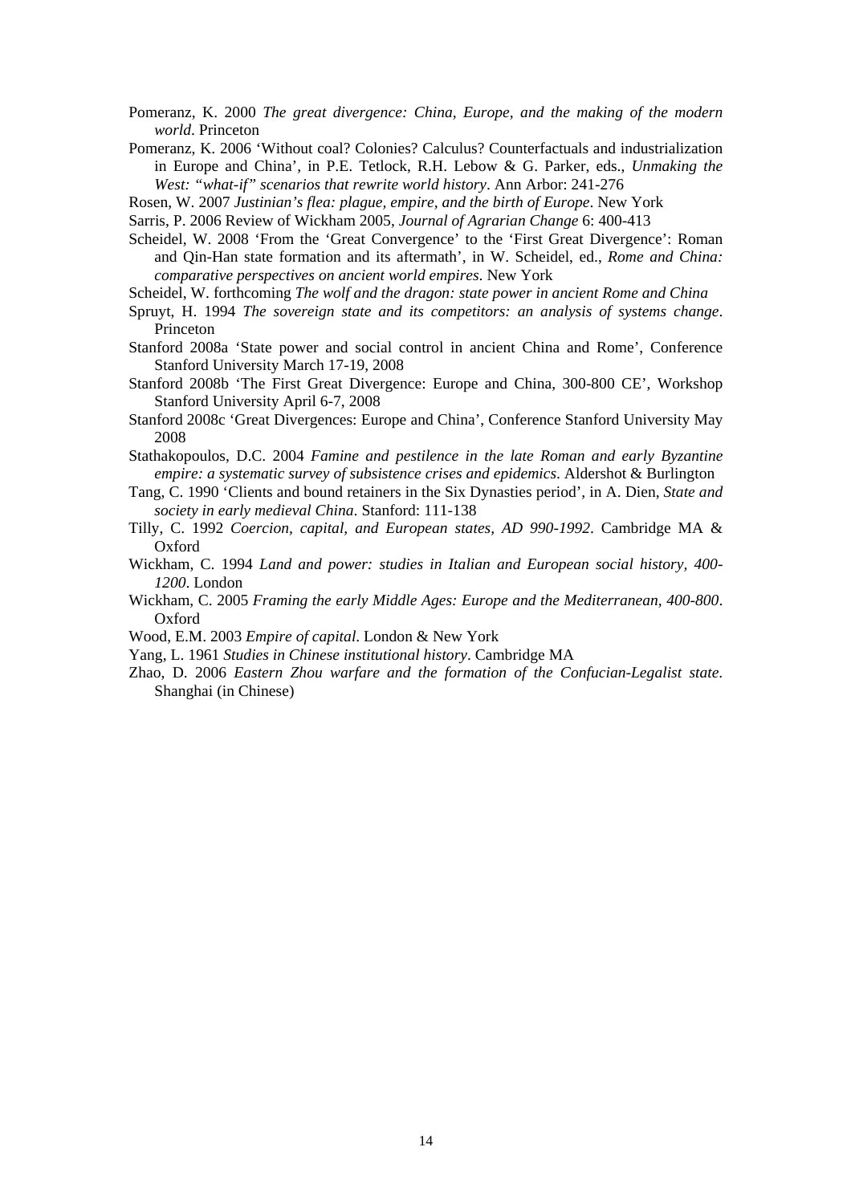Pomeranz, K. 2000 *The great divergence: China, Europe, and the making of the modern world*. Princeton

Pomeranz, K. 2006 'Without coal? Colonies? Calculus? Counterfactuals and industrialization in Europe and China', in P.E. Tetlock, R.H. Lebow & G. Parker, eds., *Unmaking the West: "what-if" scenarios that rewrite world history*. Ann Arbor: 241-276

Rosen, W. 2007 *Justinian's flea: plague, empire, and the birth of Europe*. New York

Sarris, P. 2006 Review of Wickham 2005, *Journal of Agrarian Change* 6: 400-413

Scheidel, W. 2008 'From the 'Great Convergence' to the 'First Great Divergence': Roman and Qin-Han state formation and its aftermath', in W. Scheidel, ed., *Rome and China: comparative perspectives on ancient world empires*. New York

Scheidel, W. forthcoming *The wolf and the dragon: state power in ancient Rome and China*

Spruyt, H. 1994 *The sovereign state and its competitors: an analysis of systems change*. Princeton

Stanford 2008a 'State power and social control in ancient China and Rome', Conference Stanford University March 17-19, 2008

Stanford 2008b 'The First Great Divergence: Europe and China, 300-800 CE', Workshop Stanford University April 6-7, 2008

Stanford 2008c 'Great Divergences: Europe and China', Conference Stanford University May 2008

Stathakopoulos, D.C. 2004 *Famine and pestilence in the late Roman and early Byzantine empire: a systematic survey of subsistence crises and epidemics*. Aldershot & Burlington

Tang, C. 1990 'Clients and bound retainers in the Six Dynasties period', in A. Dien, *State and society in early medieval China*. Stanford: 111-138

Tilly, C. 1992 *Coercion, capital, and European states, AD 990-1992*. Cambridge MA & Oxford

Wickham, C. 1994 *Land and power: studies in Italian and European social history, 400-1200*. London

Wickham, C. 2005 *Framing the early Middle Ages: Europe and the Mediterranean, 400-800*. Oxford

Wood, E.M. 2003 *Empire of capital*. London & New York

Yang, L. 1961 *Studies in Chinese institutional history*. Cambridge MA

Zhao, D. 2006 *Eastern Zhou warfare and the formation of the Confucian-Legalist state*. Shanghai (in Chinese)